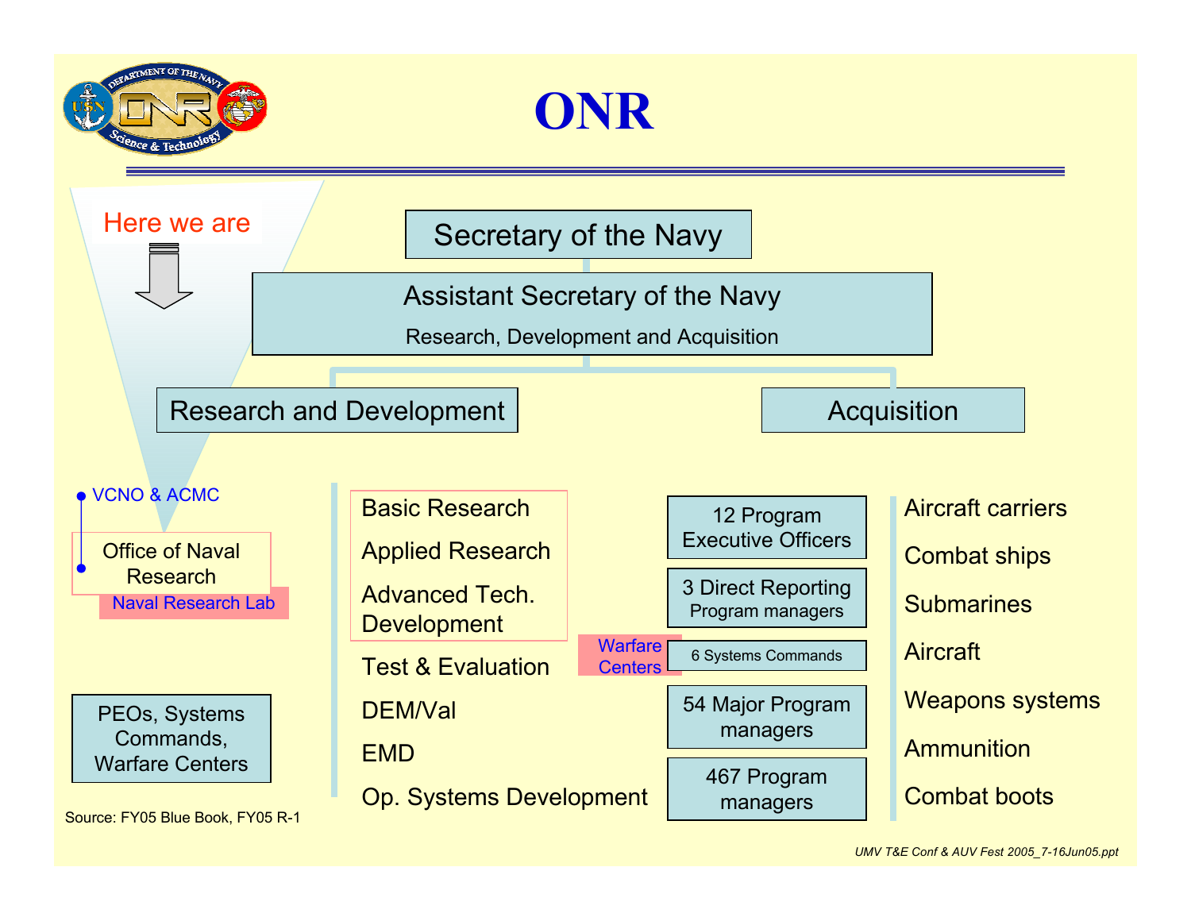# ONR

Here we are

Secretary of the Navy

Assistant Secretary of the Navy
Research, Development and Acquisition

Research and Development

Acquisition

- VCNO & ACMC
- Office of Naval Research

Naval Research Lab

PEOs, Systems Commands, Warfare Centers

Source: FY05 Blue Book, FY05 R-1

- Basic Research
- Applied Research
- Advanced Tech. Development
- Test & Evaluation
- DEM/Val
- EMD
- Op. Systems Development

Warfare Centers

- 12 Program Executive Officers
- 3 Direct Reporting Program managers
- 6 Systems Commands
- 54 Major Program managers
- 467 Program managers

- Aircraft carriers
- Combat ships
- Submarines
- Aircraft
- Weapons systems
- Ammunition
- Combat boots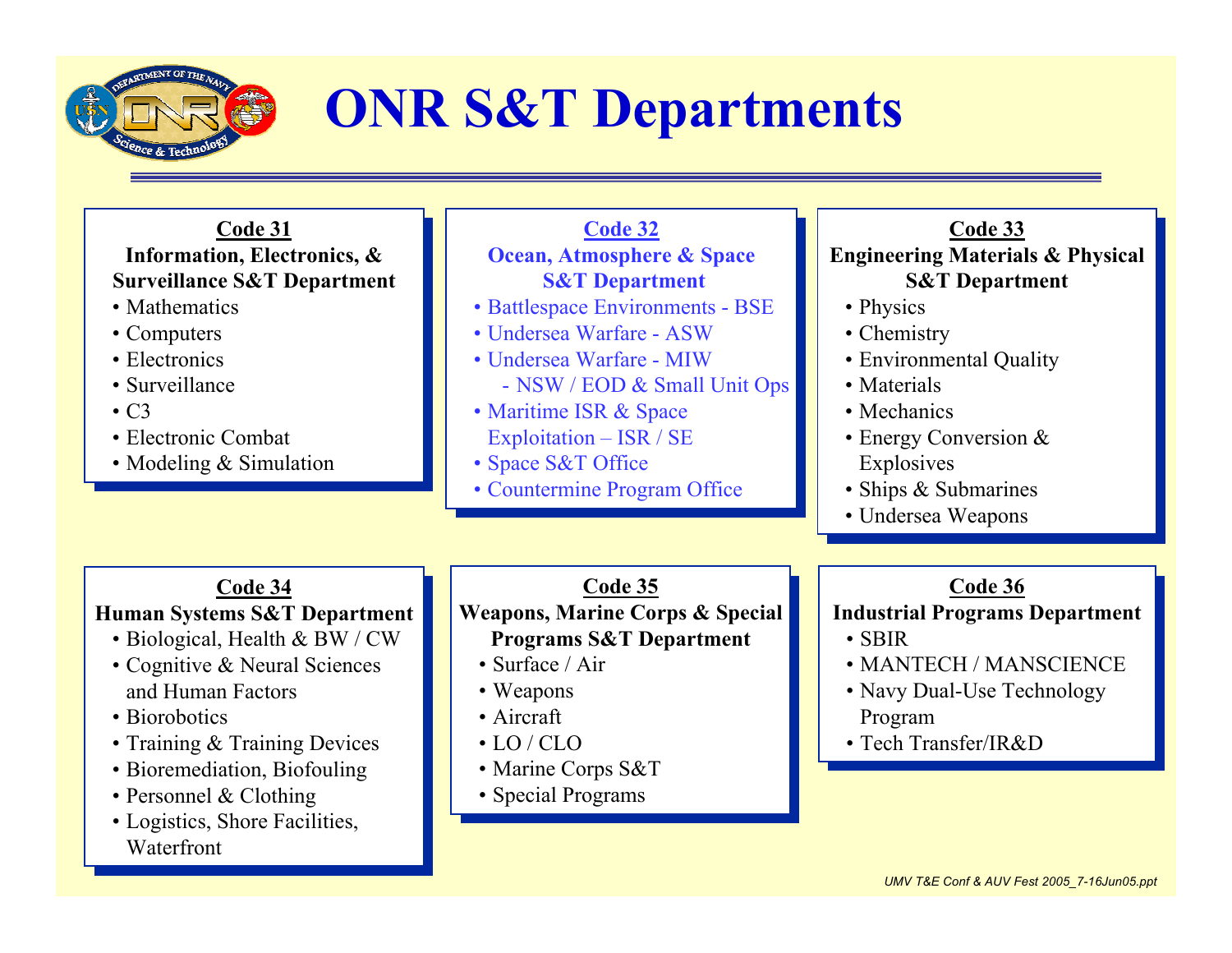# ONR S&T Departments

### Code 31
**Information, Electronics, & Surveillance S&T Department**
- Mathematics
- Computers
- Electronics
- Surveillance
- C3
- Electronic Combat
- Modeling & Simulation

### Code 32
**Ocean, Atmosphere & Space S&T Department**
- Battlespace Environments - BSE
- Undersea Warfare - ASW
- Undersea Warfare - MIW
  - NSW / EOD & Small Unit Ops
- Maritime ISR & Space Exploitation – ISR / SE
- Space S&T Office
- Countermine Program Office

### Code 33
**Engineering Materials & Physical S&T Department**
- Physics
- Chemistry
- Environmental Quality
- Materials
- Mechanics
- Energy Conversion & Explosives
- Ships & Submarines
- Undersea Weapons

### Code 34
**Human Systems S&T Department**
- Biological, Health & BW / CW
- Cognitive & Neural Sciences and Human Factors
- Biorobotics
- Training & Training Devices
- Bioremediation, Biofouling
- Personnel & Clothing
- Logistics, Shore Facilities, Waterfront

### Code 35
**Weapons, Marine Corps & Special Programs S&T Department**
- Surface / Air
- Weapons
- Aircraft
- LO / CLO
- Marine Corps S&T
- Special Programs

### Code 36
**Industrial Programs Department**
- SBIR
- MANTECH / MANSCIENCE
- Navy Dual-Use Technology Program
- Tech Transfer/IR&D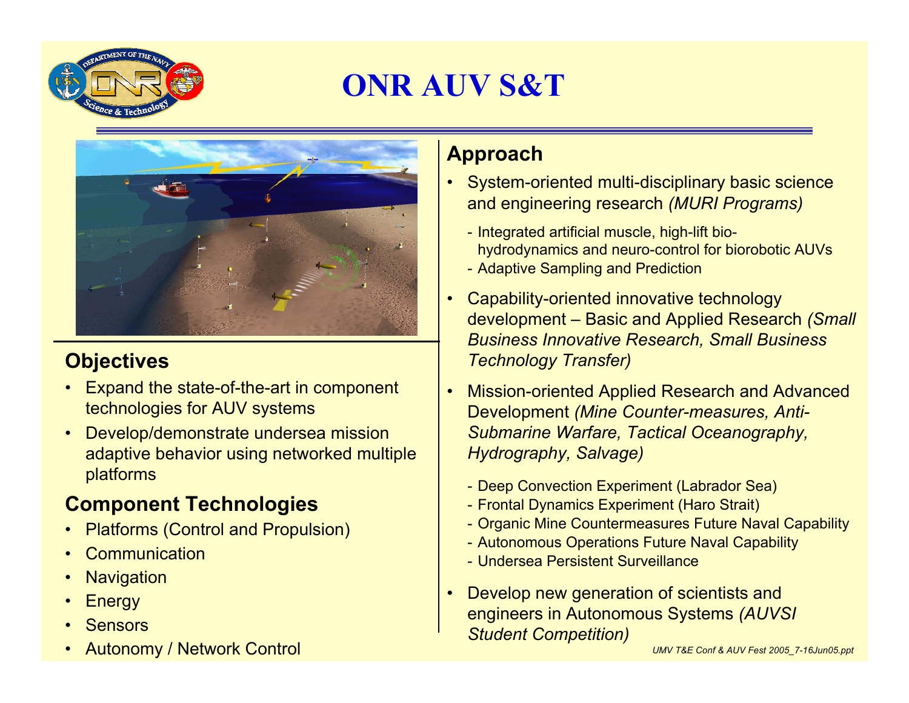# ONR AUV S&T

## Objectives

- Expand the state-of-the-art in component technologies for AUV systems
- Develop/demonstrate undersea mission adaptive behavior using networked multiple platforms

## Component Technologies

- Platforms (Control and Propulsion)
- Communication
- Navigation
- Energy
- Sensors
- Autonomy / Network Control

## Approach

- System-oriented multi-disciplinary basic science and engineering research *(MURI Programs)*
  - Integrated artificial muscle, high-lift bio-hydrodynamics and neuro-control for biorobotic AUVs
  - Adaptive Sampling and Prediction
- Capability-oriented innovative technology development – Basic and Applied Research *(Small Business Innovative Research, Small Business Technology Transfer)*
- Mission-oriented Applied Research and Advanced Development *(Mine Counter-measures, Anti-Submarine Warfare, Tactical Oceanography, Hydrography, Salvage)*
  - Deep Convection Experiment (Labrador Sea)
  - Frontal Dynamics Experiment (Haro Strait)
  - Organic Mine Countermeasures Future Naval Capability
  - Autonomous Operations Future Naval Capability
  - Undersea Persistent Surveillance
- Develop new generation of scientists and engineers in Autonomous Systems *(AUVSI Student Competition)*

*UMV T&E Conf & AUV Fest 2005_7-16Jun05.ppt*